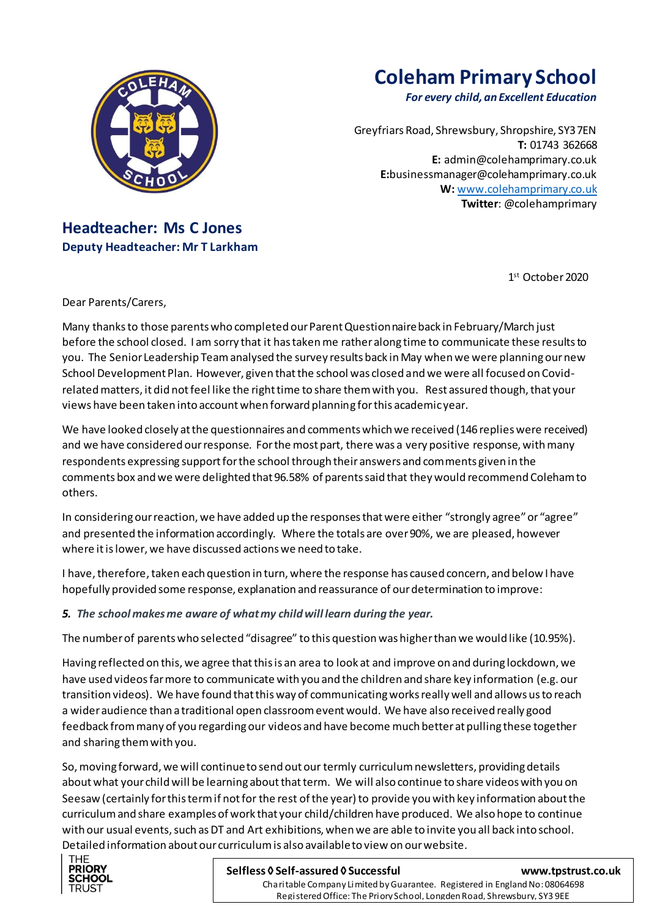# Coleham Primary School

*For every child, an Excellent Education*

Greyfriars Road, Shrewsbury, Shropshire, SY3 7EN
**T:** 01743 362668
**E:** admin@colehamprimary.co.uk
**E:**businessmanager@colehamprimary.co.uk
**W:** www.colehamprimary.co.uk
**Twitter**: @colehamprimary

## Headteacher: Ms C Jones

**Deputy Headteacher: Mr T Larkham**

1st October 2020

Dear Parents/Carers,

Many thanks to those parents who completed our Parent Questionnaire back in February/March just before the school closed. I am sorry that it has taken me rather a long time to communicate these results to you. The Senior Leadership Team analysed the survey results back in May when we were planning our new School Development Plan. However, given that the school was closed and we were all focused on Covid-related matters, it did not feel like the right time to share them with you. Rest assured though, that your views have been taken into account when forward planning for this academic year.

We have looked closely at the questionnaires and comments which we received (146 replies were received) and we have considered our response. For the most part, there was a very positive response, with many respondents expressing support for the school through their answers and comments given in the comments box and we were delighted that 96.58% of parents said that they would recommend Coleham to others.

In considering our reaction, we have added up the responses that were either "strongly agree" or "agree" and presented the information accordingly. Where the totals are over 90%, we are pleased, however where it is lower, we have discussed actions we need to take.

I have, therefore, taken each question in turn, where the response has caused concern, and below I have hopefully provided some response, explanation and reassurance of our determination to improve:

***5. The school makes me aware of what my child will learn during the year.***

The number of parents who selected "disagree" to this question was higher than we would like (10.95%).

Having reflected on this, we agree that this is an area to look at and improve on and during lockdown, we have used videos far more to communicate with you and the children and share key information (e.g. our transition videos). We have found that this way of communicating works really well and allows us to reach a wider audience than a traditional open classroom event would. We have also received really good feedback from many of you regarding our videos and have become much better at pulling these together and sharing them with you.

So, moving forward, we will continue to send out our termly curriculum newsletters, providing details about what your child will be learning about that term. We will also continue to share videos with you on Seesaw (certainly for this term if not for the rest of the year) to provide you with key information about the curriculum and share examples of work that your child/children have produced. We also hope to continue with our usual events, such as DT and Art exhibitions, when we are able to invite you all back into school. Detailed information about our curriculum is also available to view on our website.

THE PRIORY SCHOOL TRUST

**Selfless ◊ Self-assured ◊ Successful** **www.tpstrust.co.uk**

Charitable Company Limited by Guarantee. Registered in England No: 08064698
Registered Office: The Priory School, Longden Road, Shrewsbury, SY3 9EE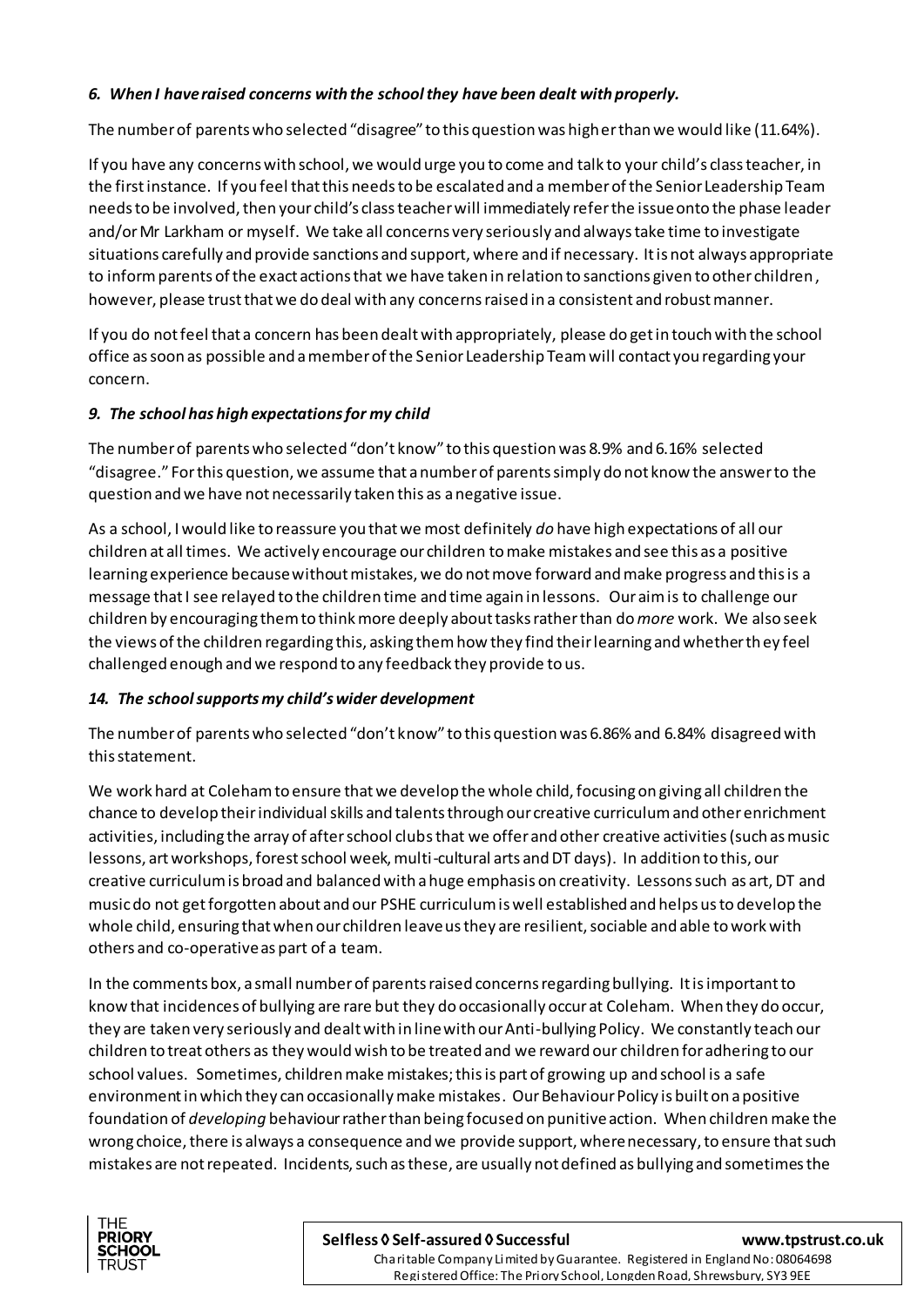### *6. When I have raised concerns with the school they have been dealt with properly.*

The number of parents who selected "disagree" to this question was higher than we would like (11.64%).

If you have any concerns with school, we would urge you to come and talk to your child's class teacher, in the first instance. If you feel that this needs to be escalated and a member of the Senior Leadership Team needs to be involved, then your child's class teacher will immediately refer the issue onto the phase leader and/or Mr Larkham or myself. We take all concerns very seriously and always take time to investigate situations carefully and provide sanctions and support, where and if necessary. It is not always appropriate to inform parents of the exact actions that we have taken in relation to sanctions given to other children, however, please trust that we do deal with any concerns raised in a consistent and robust manner.

If you do not feel that a concern has been dealt with appropriately, please do get in touch with the school office as soon as possible and a member of the Senior Leadership Team will contact you regarding your concern.

### *9. The school has high expectations for my child*

The number of parents who selected "don't know" to this question was 8.9% and 6.16% selected "disagree." For this question, we assume that a number of parents simply do not know the answer to the question and we have not necessarily taken this as a negative issue.

As a school, I would like to reassure you that we most definitely *do* have high expectations of all our children at all times. We actively encourage our children to make mistakes and see this as a positive learning experience because without mistakes, we do not move forward and make progress and this is a message that I see relayed to the children time and time again in lessons. Our aim is to challenge our children by encouraging them to think more deeply about tasks rather than do *more* work. We also seek the views of the children regarding this, asking them how they find their learning and whether they feel challenged enough and we respond to any feedback they provide to us.

### *14. The school supports my child's wider development*

The number of parents who selected "don't know" to this question was 6.86% and 6.84% disagreed with this statement.

We work hard at Coleham to ensure that we develop the whole child, focusing on giving all children the chance to develop their individual skills and talents through our creative curriculum and other enrichment activities, including the array of after school clubs that we offer and other creative activities (such as music lessons, art workshops, forest school week, multi-cultural arts and DT days). In addition to this, our creative curriculum is broad and balanced with a huge emphasis on creativity. Lessons such as art, DT and music do not get forgotten about and our PSHE curriculum is well established and helps us to develop the whole child, ensuring that when our children leave us they are resilient, sociable and able to work with others and co-operative as part of a team.

In the comments box, a small number of parents raised concerns regarding bullying. It is important to know that incidences of bullying are rare but they do occasionally occur at Coleham. When they do occur, they are taken very seriously and dealt with in line with our Anti-bullying Policy. We constantly teach our children to treat others as they would wish to be treated and we reward our children for adhering to our school values. Sometimes, children make mistakes; this is part of growing up and school is a safe environment in which they can occasionally make mistakes. Our Behaviour Policy is built on a positive foundation of *developing* behaviour rather than being focused on punitive action. When children make the wrong choice, there is always a consequence and we provide support, where necessary, to ensure that such mistakes are not repeated. Incidents, such as these, are usually not defined as bullying and sometimes the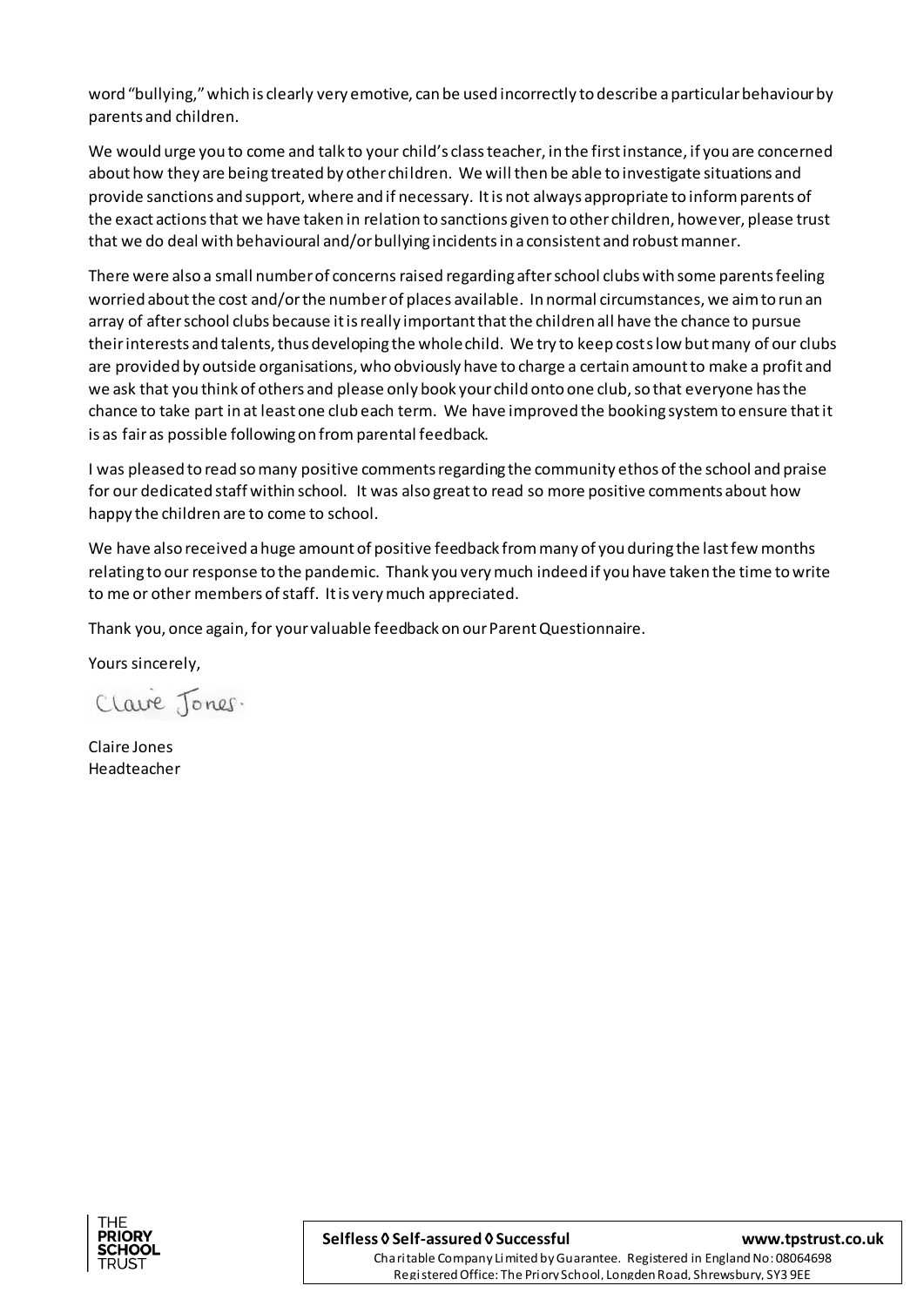word "bullying," which is clearly very emotive, can be used incorrectly to describe a particular behaviour by parents and children.

We would urge you to come and talk to your child's class teacher, in the first instance, if you are concerned about how they are being treated by other children. We will then be able to investigate situations and provide sanctions and support, where and if necessary. It is not always appropriate to inform parents of the exact actions that we have taken in relation to sanctions given to other children, however, please trust that we do deal with behavioural and/or bullying incidents in a consistent and robust manner.

There were also a small number of concerns raised regarding after school clubs with some parents feeling worried about the cost and/or the number of places available. In normal circumstances, we aim to run an array of after school clubs because it is really important that the children all have the chance to pursue their interests and talents, thus developing the whole child. We try to keep costs low but many of our clubs are provided by outside organisations, who obviously have to charge a certain amount to make a profit and we ask that you think of others and please only book your child onto one club, so that everyone has the chance to take part in at least one club each term. We have improved the booking system to ensure that it is as fair as possible following on from parental feedback.

I was pleased to read so many positive comments regarding the community ethos of the school and praise for our dedicated staff within school. It was also great to read so more positive comments about how happy the children are to come to school.

We have also received a huge amount of positive feedback from many of you during the last few months relating to our response to the pandemic. Thank you very much indeed if you have taken the time to write to me or other members of staff. It is very much appreciated.

Thank you, once again, for your valuable feedback on our Parent Questionnaire.

Yours sincerely,

Claire Jones

Claire Jones
Headteacher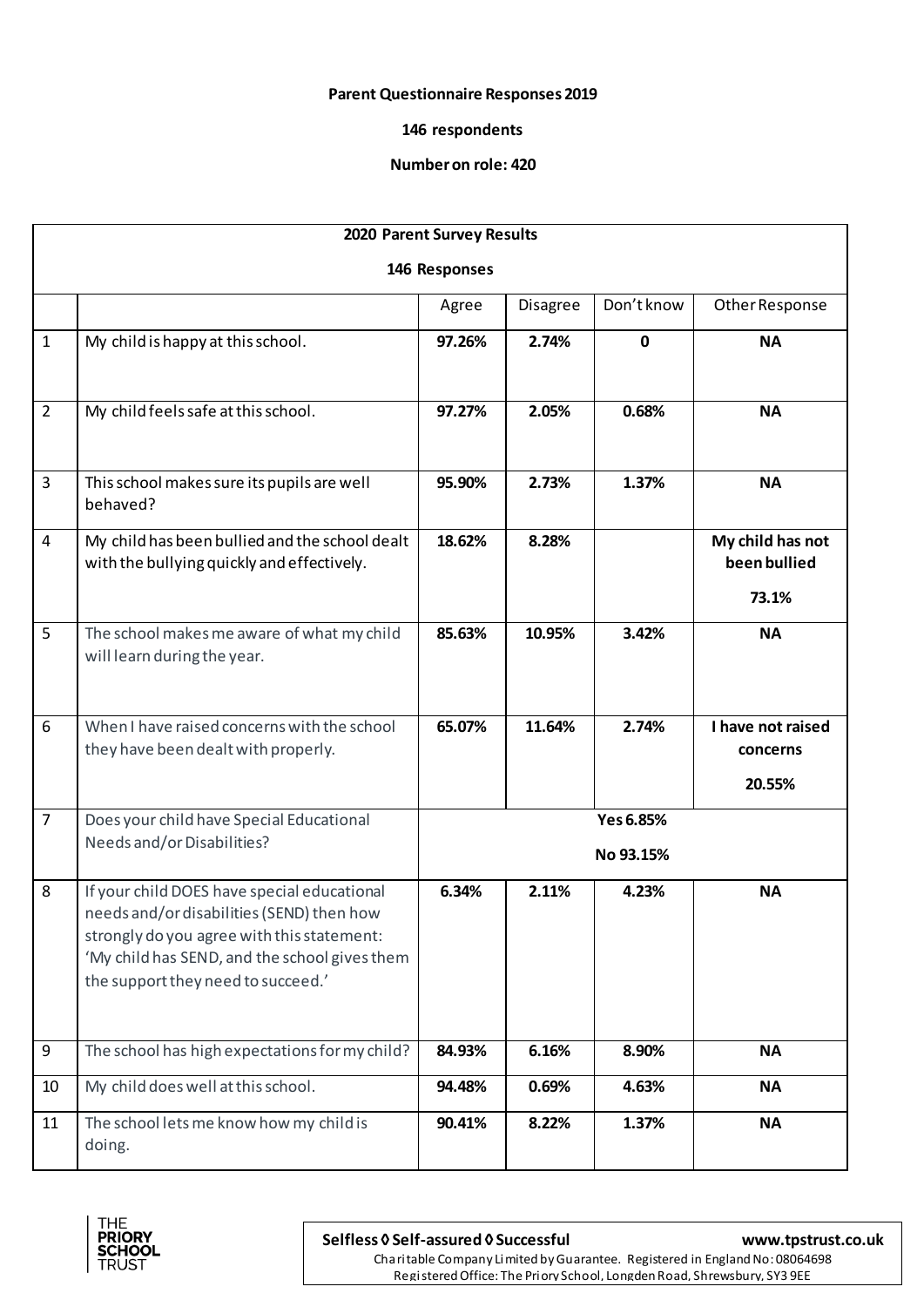**Parent Questionnaire Responses 2019**

**146 respondents**

**Number on role: 420**

| 2020 Parent Survey Results<br><br>146 Responses | | | | | |
|---|---|---|---|---|---|
| | | Agree | Disagree | Don't know | Other Response |
| 1 | My child is happy at this school. | **97.26%** | **2.74%** | **0** | **NA** |
| 2 | My child feels safe at this school. | **97.27%** | **2.05%** | **0.68%** | **NA** |
| 3 | This school makes sure its pupils are well behaved? | **95.90%** | **2.73%** | **1.37%** | **NA** |
| 4 | My child has been bullied and the school dealt with the bullying quickly and effectively. | **18.62%** | **8.28%** | | **My child has not been bullied**<br><br>**73.1%** |
| 5 | The school makes me aware of what my child will learn during the year. | **85.63%** | **10.95%** | **3.42%** | **NA** |
| 6 | When I have raised concerns with the school they have been dealt with properly. | **65.07%** | **11.64%** | **2.74%** | **I have not raised concerns**<br><br>**20.55%** |
| 7 | Does your child have Special Educational Needs and/or Disabilities? | **Yes 6.85%**<br><br>**No 93.15%** | | | |
| 8 | If your child DOES have special educational needs and/or disabilities (SEND) then how strongly do you agree with this statement: 'My child has SEND, and the school gives them the support they need to succeed.' | **6.34%** | **2.11%** | **4.23%** | **NA** |
| 9 | The school has high expectations for my child? | **84.93%** | **6.16%** | **8.90%** | **NA** |
| 10 | My child does well at this school. | **94.48%** | **0.69%** | **4.63%** | **NA** |
| 11 | The school lets me know how my child is doing. | **90.41%** | **8.22%** | **1.37%** | **NA** |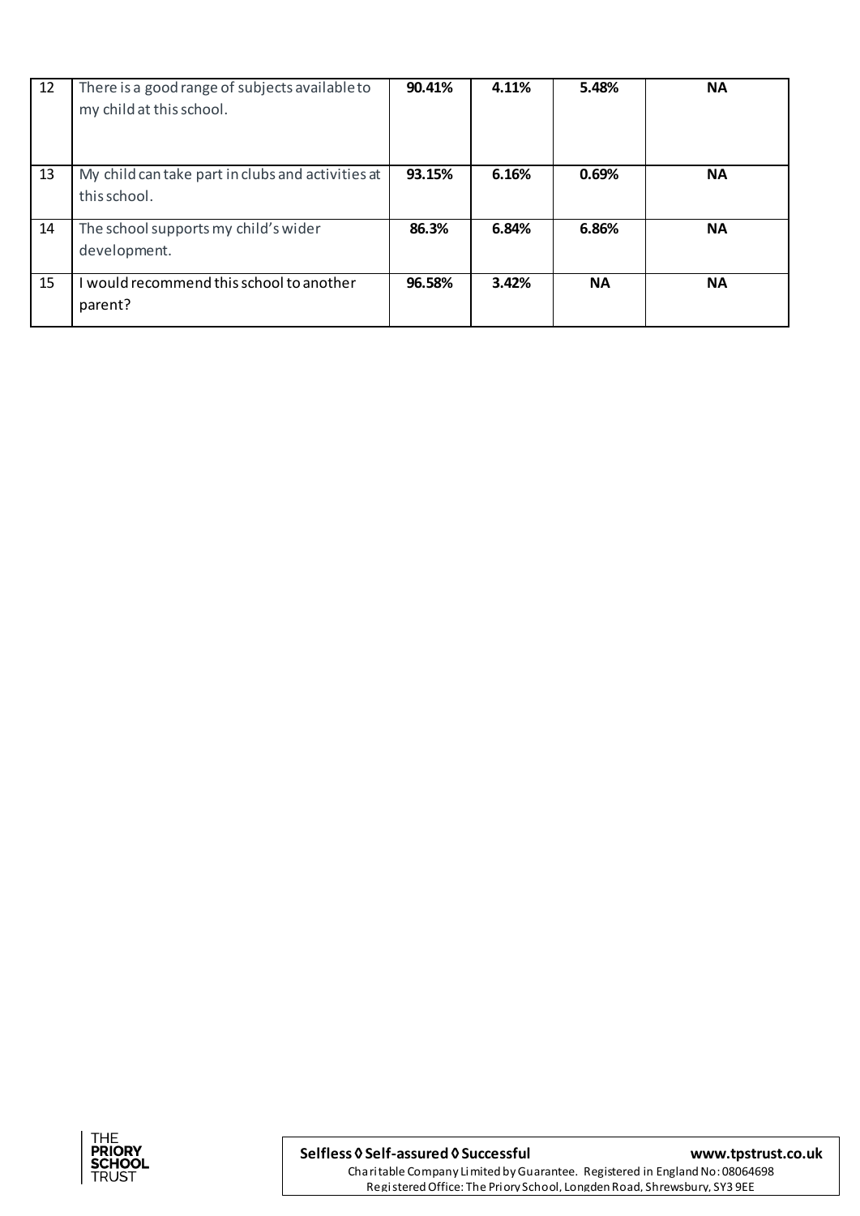| | | | | | |
|---|---|---|---|---|---|
| 12 | There is a good range of subjects available to my child at this school. | **90.41%** | **4.11%** | **5.48%** | **NA** |
| 13 | My child can take part in clubs and activities at this school. | **93.15%** | **6.16%** | **0.69%** | **NA** |
| 14 | The school supports my child's wider development. | **86.3%** | **6.84%** | **6.86%** | **NA** |
| 15 | I would recommend this school to another parent? | **96.58%** | **3.42%** | **NA** | **NA** |

THE **PRIORY SCHOOL** TRUST

**Selfless ◊ Self-assured ◊ Successful** **www.tpstrust.co.uk**
Charitable Company Limited by Guarantee. Registered in England No: 08064698
Registered Office: The Priory School, Longden Road, Shrewsbury, SY3 9EE